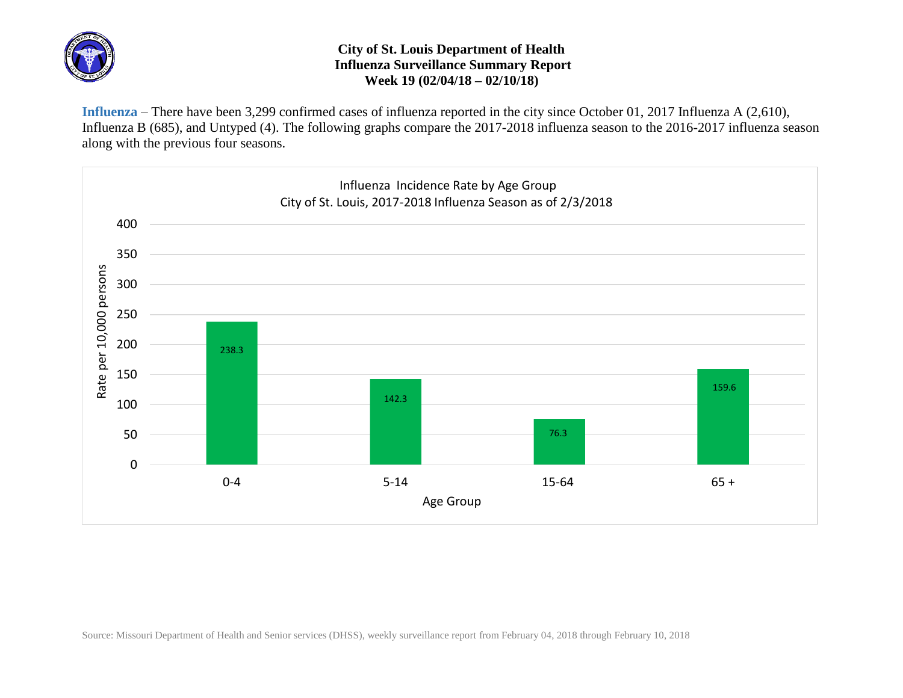# City of St. Louis Department of Health
## Influenza Surveillance Summary Report
### Week 19 (02/04/18 – 02/10/18)

**Influenza** – There have been 3,299 confirmed cases of influenza reported in the city since October 01, 2017 Influenza A (2,610), Influenza B (685), and Untyped (4). The following graphs compare the 2017-2018 influenza season to the 2016-2017 influenza season along with the previous four seasons.

Influenza Incidence Rate by Age Group
City of St. Louis, 2017-2018 Influenza Season as of 2/3/2018

| Age Group | Rate per 10,000 persons |
| --- | --- |
| 0-4 | 238.3 |
| 5-14 | 142.3 |
| 15-64 | 76.3 |
| 65 + | 159.6 |

Source: Missouri Department of Health and Senior services (DHSS), weekly surveillance report from February 04, 2018 through February 10, 2018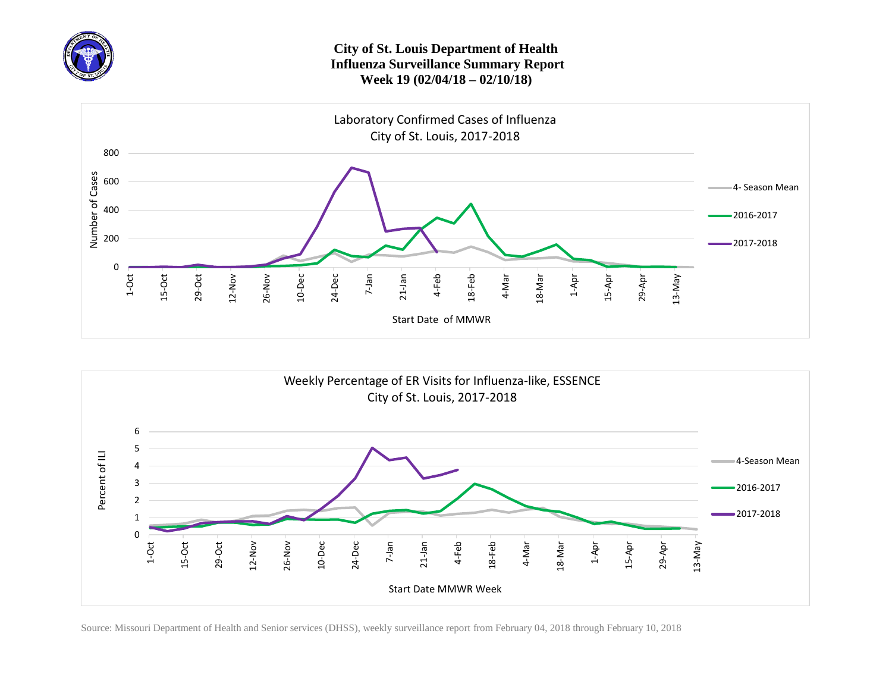# City of St. Louis Department of Health
## Influenza Surveillance Summary Report
## Week 19 (02/04/18 – 02/10/18)

Laboratory Confirmed Cases of Influenza
City of St. Louis, 2017-2018

Number of Cases

800
600
400
200
0

1-Oct
15-Oct
29-Oct
12-Nov
26-Nov
10-Dec
24-Dec
7-Jan
21-Jan
4-Feb
18-Feb
4-Mar
18-Mar
1-Apr
15-Apr
29-Apr
13-May

Start Date of MMWR

4- Season Mean
2016-2017
2017-2018

Weekly Percentage of ER Visits for Influenza-like, ESSENCE
City of St. Louis, 2017-2018

Percent of ILI

6
5
4
3
2
1
0

1-Oct
15-Oct
29-Oct
12-Nov
26-Nov
10-Dec
24-Dec
7-Jan
21-Jan
4-Feb
18-Feb
4-Mar
18-Mar
1-Apr
15-Apr
29-Apr
13-May

Start Date MMWR Week

4-Season Mean
2016-2017
2017-2018

Source: Missouri Department of Health and Senior services (DHSS), weekly surveillance report from February 04, 2018 through February 10, 2018